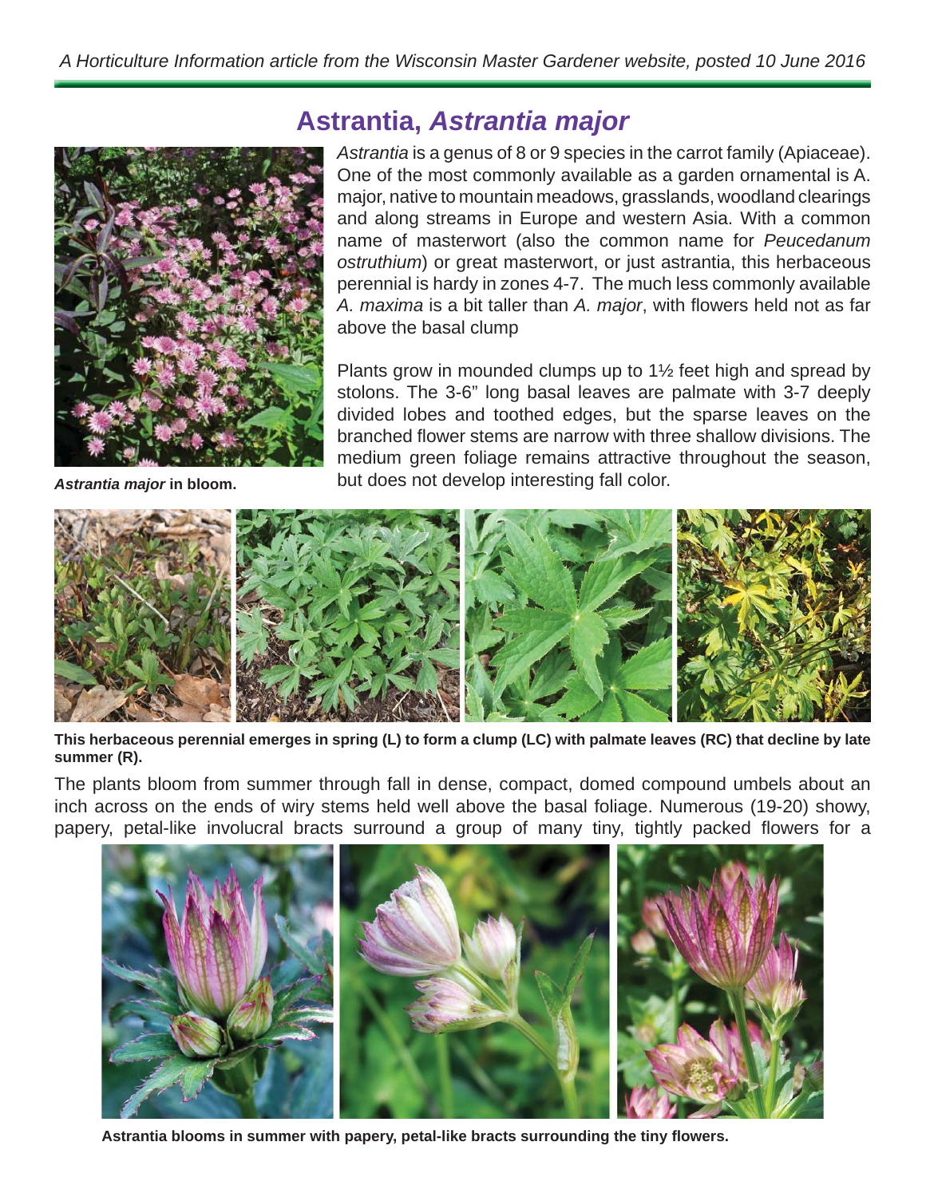# Astrantia, *Astrantia major*

*Astrantia* is a genus of 8 or 9 species in the carrot family (Apiaceae). One of the most commonly available as a garden ornamental is A. major, native to mountain meadows, grasslands, woodland clearings and along streams in Europe and western Asia. With a common name of masterwort (also the common name for *Peucedanum ostruthium*) or great masterwort, or just astrantia, this herbaceous perennial is hardy in zones 4-7. The much less commonly available *A. maxima* is a bit taller than *A. major*, with flowers held not as far above the basal clump

***Astrantia major*** **in bloom.**

Plants grow in mounded clumps up to 1½ feet high and spread by stolons. The 3-6" long basal leaves are palmate with 3-7 deeply divided lobes and toothed edges, but the sparse leaves on the branched flower stems are narrow with three shallow divisions. The medium green foliage remains attractive throughout the season, but does not develop interesting fall color.

**This herbaceous perennial emerges in spring (L) to form a clump (LC) with palmate leaves (RC) that decline by late summer (R).**

The plants bloom from summer through fall in dense, compact, domed compound umbels about an inch across on the ends of wiry stems held well above the basal foliage. Numerous (19-20) showy, papery, petal-like involucral bracts surround a group of many tiny, tightly packed flowers for a

**Astrantia blooms in summer with papery, petal-like bracts surrounding the tiny flowers.**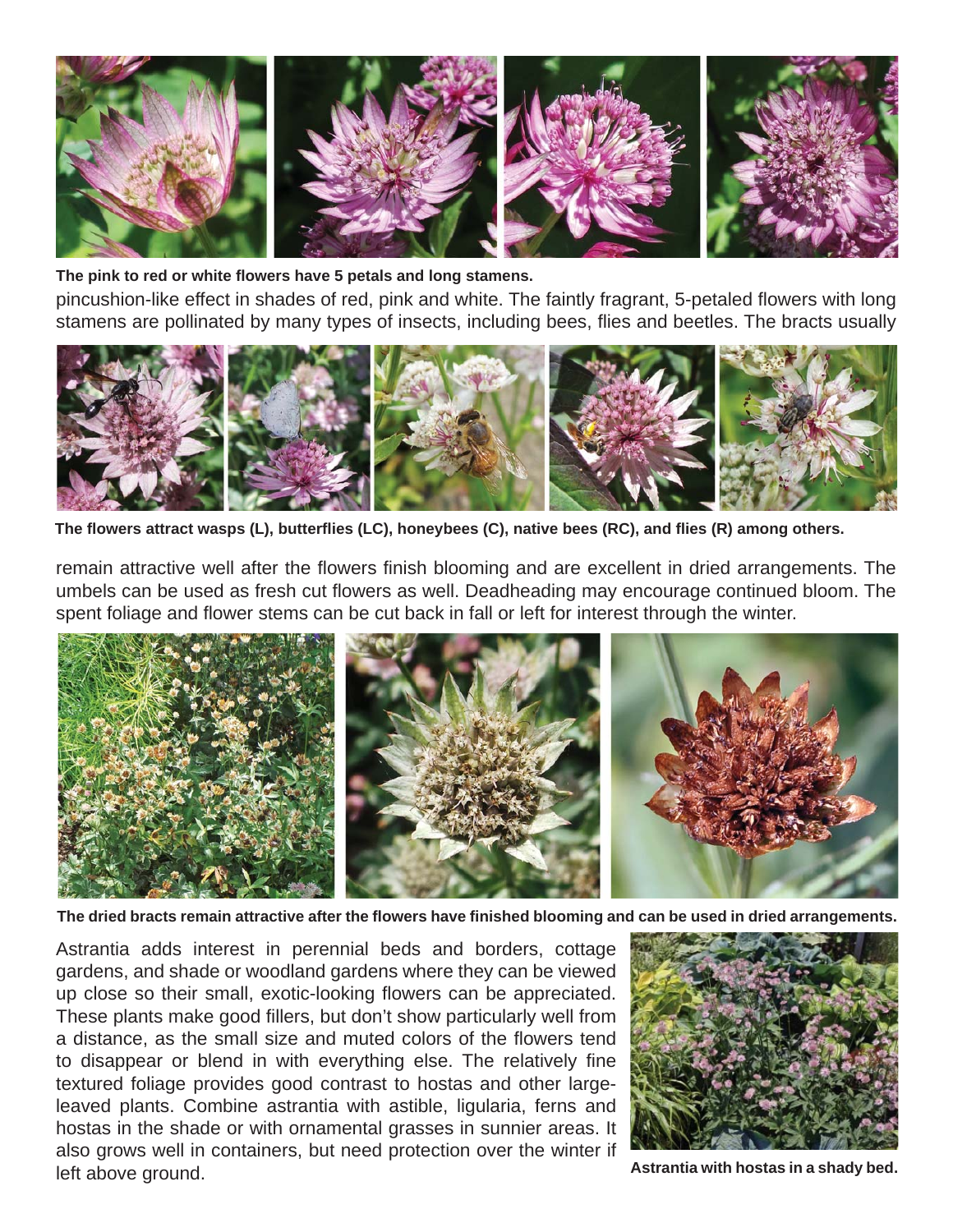**The pink to red or white flowers have 5 petals and long stamens.**

pincushion-like effect in shades of red, pink and white. The faintly fragrant, 5-petaled flowers with long stamens are pollinated by many types of insects, including bees, flies and beetles. The bracts usually

**The flowers attract wasps (L), butterflies (LC), honeybees (C), native bees (RC), and flies (R) among others.**

remain attractive well after the flowers finish blooming and are excellent in dried arrangements. The umbels can be used as fresh cut flowers as well. Deadheading may encourage continued bloom. The spent foliage and flower stems can be cut back in fall or left for interest through the winter.

**The dried bracts remain attractive after the flowers have finished blooming and can be used in dried arrangements.**

Astrantia adds interest in perennial beds and borders, cottage gardens, and shade or woodland gardens where they can be viewed up close so their small, exotic-looking flowers can be appreciated. These plants make good fillers, but don't show particularly well from a distance, as the small size and muted colors of the flowers tend to disappear or blend in with everything else. The relatively fine textured foliage provides good contrast to hostas and other large-leaved plants. Combine astrantia with astible, ligularia, ferns and hostas in the shade or with ornamental grasses in sunnier areas. It also grows well in containers, but need protection over the winter if left above ground.

**Astrantia with hostas in a shady bed.**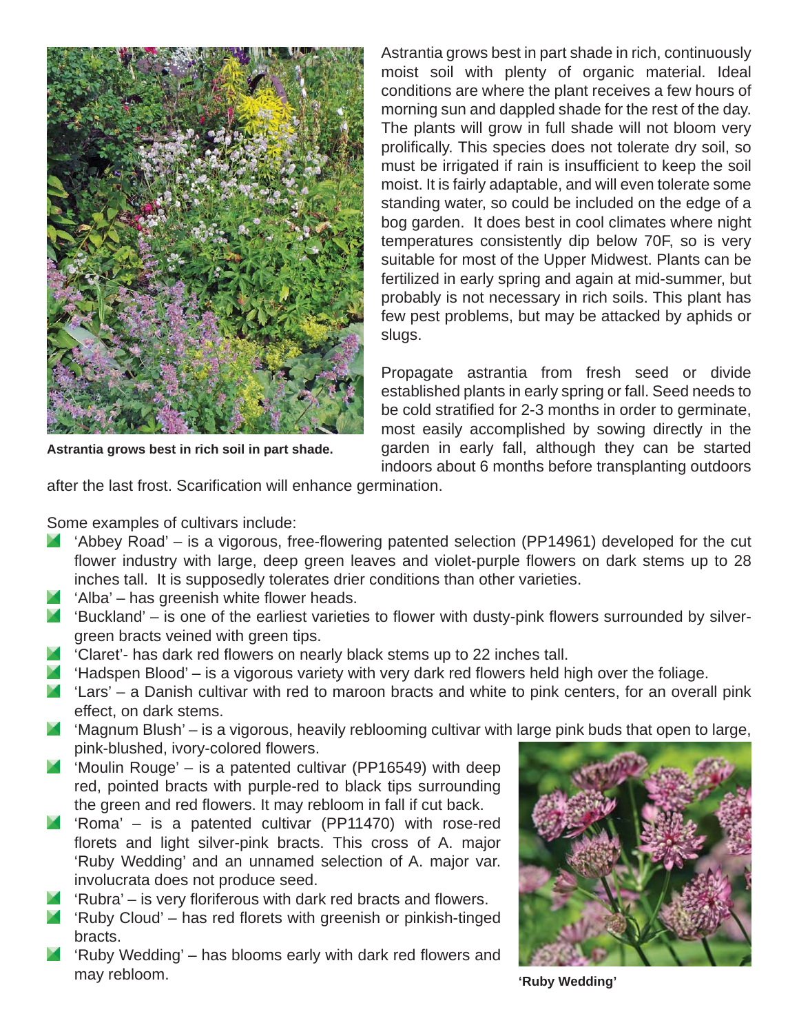Astrantia grows best in rich soil in part shade.

Astrantia grows best in part shade in rich, continuously moist soil with plenty of organic material. Ideal conditions are where the plant receives a few hours of morning sun and dappled shade for the rest of the day. The plants will grow in full shade will not bloom very prolifically. This species does not tolerate dry soil, so must be irrigated if rain is insufficient to keep the soil moist. It is fairly adaptable, and will even tolerate some standing water, so could be included on the edge of a bog garden. It does best in cool climates where night temperatures consistently dip below 70F, so is very suitable for most of the Upper Midwest. Plants can be fertilized in early spring and again at mid-summer, but probably is not necessary in rich soils. This plant has few pest problems, but may be attacked by aphids or slugs.

Propagate astrantia from fresh seed or divide established plants in early spring or fall. Seed needs to be cold stratified for 2-3 months in order to germinate, most easily accomplished by sowing directly in the garden in early fall, although they can be started indoors about 6 months before transplanting outdoors after the last frost. Scarification will enhance germination.

Some examples of cultivars include:

- 'Abbey Road' – is a vigorous, free-flowering patented selection (PP14961) developed for the cut flower industry with large, deep green leaves and violet-purple flowers on dark stems up to 28 inches tall. It is supposedly tolerates drier conditions than other varieties.
- 'Alba' – has greenish white flower heads.
- 'Buckland' – is one of the earliest varieties to flower with dusty-pink flowers surrounded by silver-green bracts veined with green tips.
- 'Claret'- has dark red flowers on nearly black stems up to 22 inches tall.
- 'Hadspen Blood' – is a vigorous variety with very dark red flowers held high over the foliage.
- 'Lars' – a Danish cultivar with red to maroon bracts and white to pink centers, for an overall pink effect, on dark stems.
- 'Magnum Blush' – is a vigorous, heavily reblooming cultivar with large pink buds that open to large, pink-blushed, ivory-colored flowers.
- 'Moulin Rouge' – is a patented cultivar (PP16549) with deep red, pointed bracts with purple-red to black tips surrounding the green and red flowers. It may rebloom in fall if cut back.
- 'Roma' – is a patented cultivar (PP11470) with rose-red florets and light silver-pink bracts. This cross of A. major 'Ruby Wedding' and an unnamed selection of A. major var. involucrata does not produce seed.
- 'Rubra' – is very floriferous with dark red bracts and flowers.
- 'Ruby Cloud' – has red florets with greenish or pinkish-tinged bracts.
- 'Ruby Wedding' – has blooms early with dark red flowers and may rebloom.

'Ruby Wedding'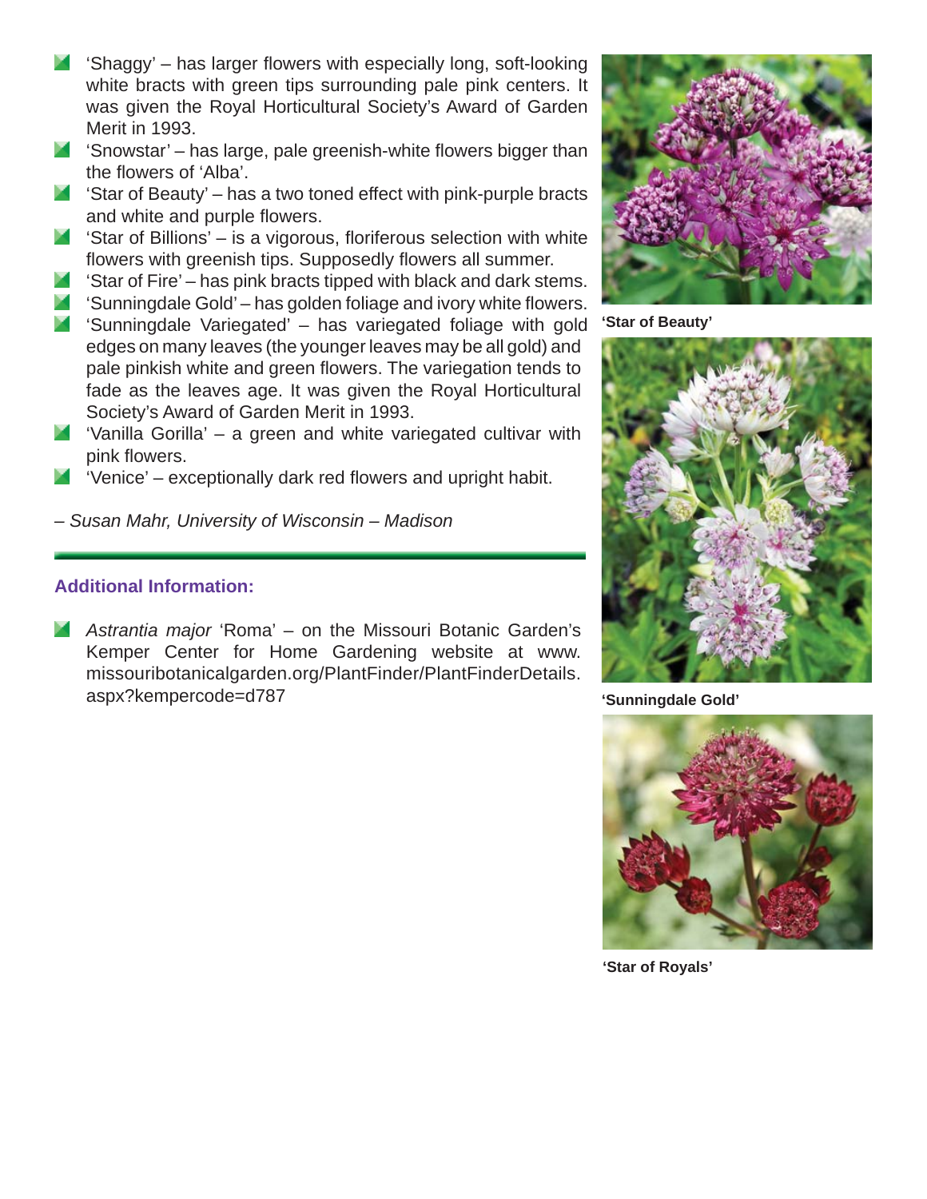- 'Shaggy' – has larger flowers with especially long, soft-looking white bracts with green tips surrounding pale pink centers. It was given the Royal Horticultural Society's Award of Garden Merit in 1993.
- 'Snowstar' – has large, pale greenish-white flowers bigger than the flowers of 'Alba'.
- 'Star of Beauty' – has a two toned effect with pink-purple bracts and white and purple flowers.
- 'Star of Billions' – is a vigorous, floriferous selection with white flowers with greenish tips. Supposedly flowers all summer.
- 'Star of Fire' – has pink bracts tipped with black and dark stems.
- 'Sunningdale Gold' – has golden foliage and ivory white flowers.
- 'Sunningdale Variegated' – has variegated foliage with gold edges on many leaves (the younger leaves may be all gold) and pale pinkish white and green flowers. The variegation tends to fade as the leaves age. It was given the Royal Horticultural Society's Award of Garden Merit in 1993.
- 'Vanilla Gorilla' – a green and white variegated cultivar with pink flowers.
- 'Venice' – exceptionally dark red flowers and upright habit.

*– Susan Mahr, University of Wisconsin – Madison*

**'Star of Beauty'**

**'Sunningdale Gold'**

**'Star of Royals'**

---

## Additional Information:

- *Astrantia major* 'Roma' – on the Missouri Botanic Garden's Kemper Center for Home Gardening website at www.missouribotanicalgarden.org/PlantFinder/PlantFinderDetails.aspx?kempercode=d787